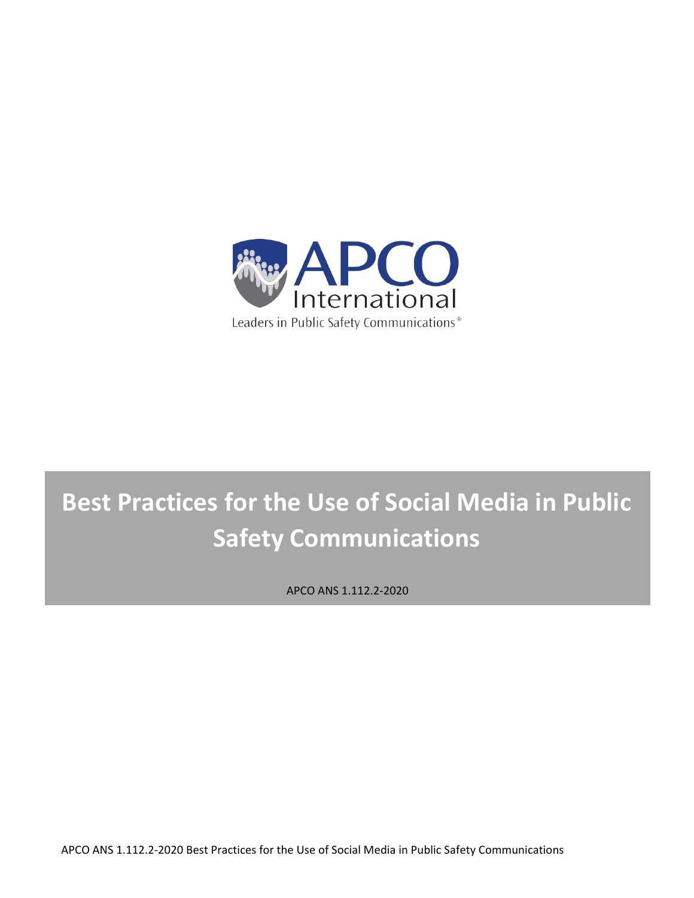APCO International

Leaders in Public Safety Communications®

# Best Practices for the Use of Social Media in Public Safety Communications

APCO ANS 1.112.2-2020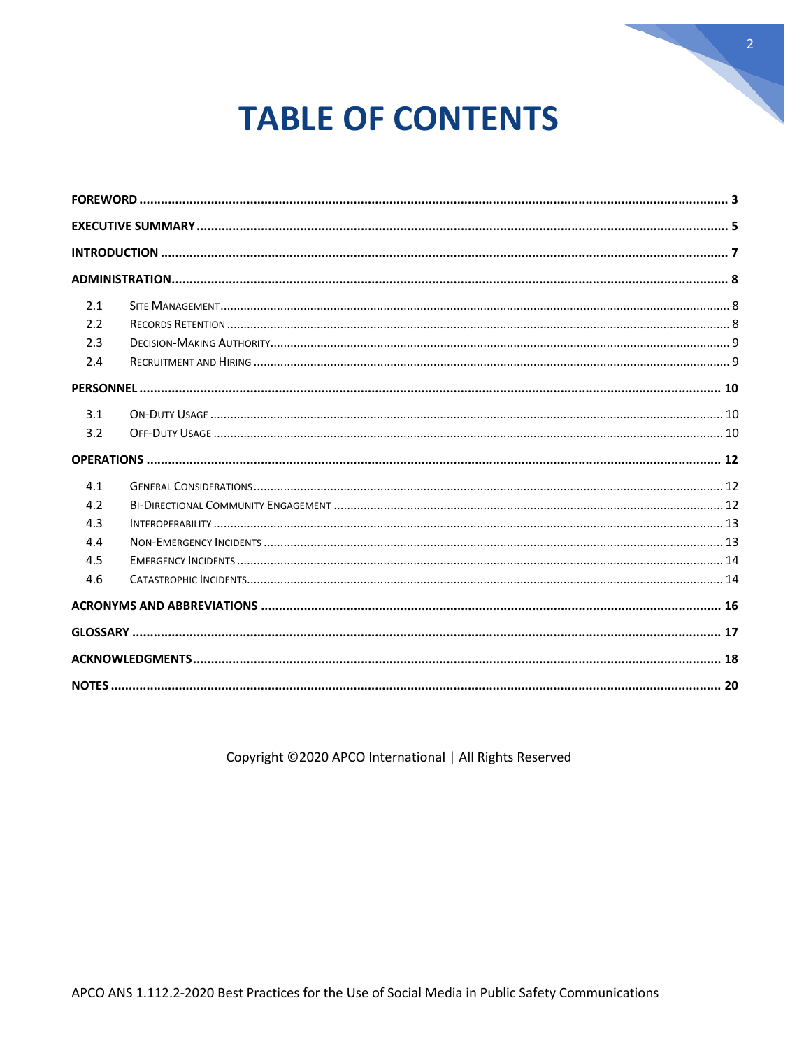# TABLE OF CONTENTS

**FOREWORD** ........................................................................ **3**

**EXECUTIVE SUMMARY** ........................................................................ **5**

**INTRODUCTION** ........................................................................ **7**

**ADMINISTRATION** ........................................................................ **8**

- 2.1 Site Management ........................................................................ 8
- 2.2 Records Retention ........................................................................ 8
- 2.3 Decision-Making Authority ........................................................................ 9
- 2.4 Recruitment and Hiring ........................................................................ 9

**PERSONNEL** ........................................................................ **10**

- 3.1 On-Duty Usage ........................................................................ 10
- 3.2 Off-Duty Usage ........................................................................ 10

**OPERATIONS** ........................................................................ **12**

- 4.1 General Considerations ........................................................................ 12
- 4.2 Bi-Directional Community Engagement ........................................................................ 12
- 4.3 Interoperability ........................................................................ 13
- 4.4 Non-Emergency Incidents ........................................................................ 13
- 4.5 Emergency Incidents ........................................................................ 14
- 4.6 Catastrophic Incidents ........................................................................ 14

**ACRONYMS AND ABBREVIATIONS** ........................................................................ **16**

**GLOSSARY** ........................................................................ **17**

**ACKNOWLEDGMENTS** ........................................................................ **18**

**NOTES** ........................................................................ **20**

Copyright ©2020 APCO International | All Rights Reserved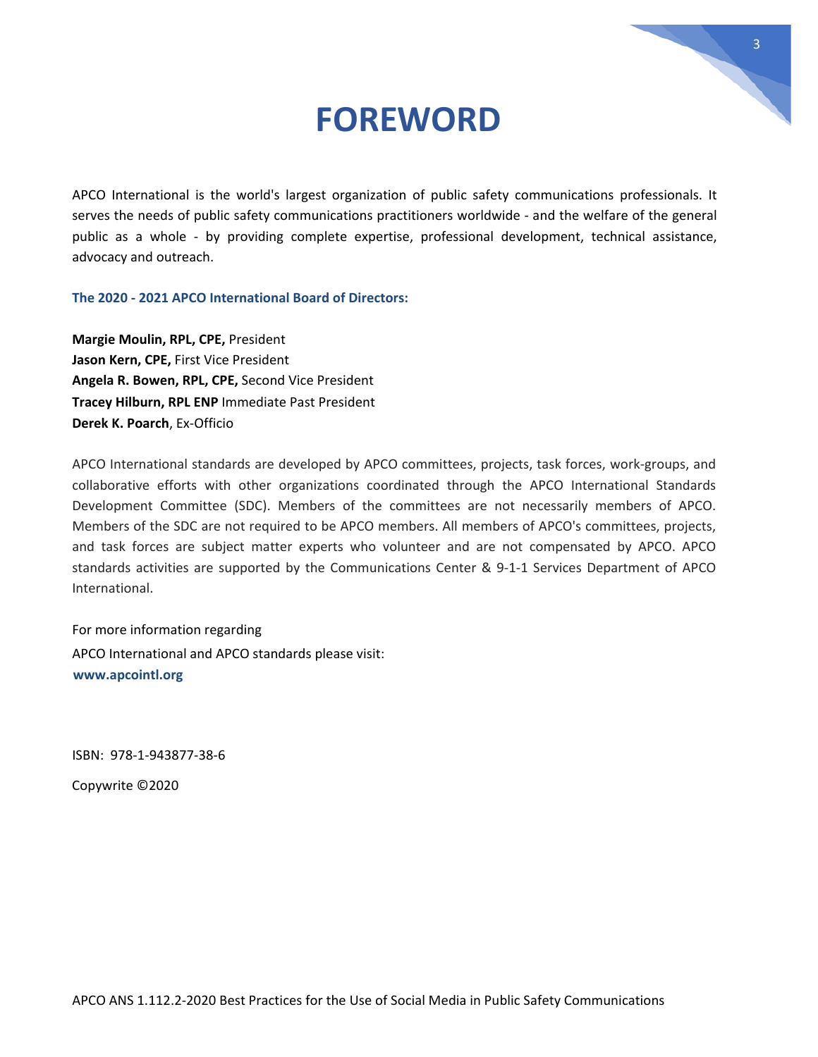# FOREWORD

APCO International is the world's largest organization of public safety communications professionals. It serves the needs of public safety communications practitioners worldwide - and the welfare of the general public as a whole - by providing complete expertise, professional development, technical assistance, advocacy and outreach.

**The 2020 - 2021 APCO International Board of Directors:**

**Margie Moulin, RPL, CPE,** President
**Jason Kern, CPE,** First Vice President
**Angela R. Bowen, RPL, CPE,** Second Vice President
**Tracey Hilburn, RPL ENP** Immediate Past President
**Derek K. Poarch**, Ex-Officio

APCO International standards are developed by APCO committees, projects, task forces, work-groups, and collaborative efforts with other organizations coordinated through the APCO International Standards Development Committee (SDC). Members of the committees are not necessarily members of APCO. Members of the SDC are not required to be APCO members. All members of APCO's committees, projects, and task forces are subject matter experts who volunteer and are not compensated by APCO. APCO standards activities are supported by the Communications Center & 9-1-1 Services Department of APCO International.

For more information regarding
APCO International and APCO standards please visit:
**www.apcointl.org**

ISBN: 978-1-943877-38-6

Copywrite ©2020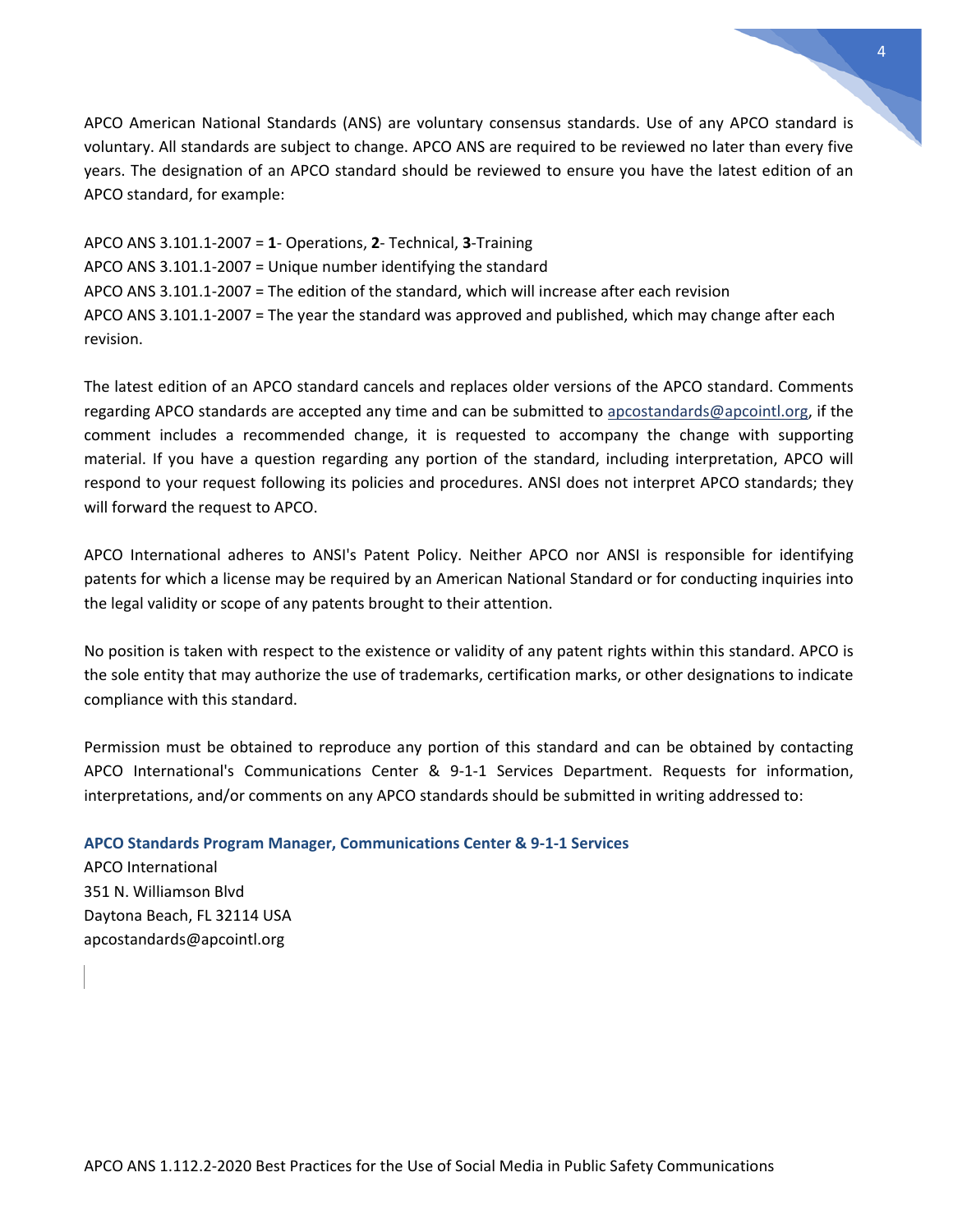APCO American National Standards (ANS) are voluntary consensus standards. Use of any APCO standard is voluntary. All standards are subject to change. APCO ANS are required to be reviewed no later than every five years. The designation of an APCO standard should be reviewed to ensure you have the latest edition of an APCO standard, for example:

APCO ANS 3.101.1-2007 = **1**- Operations, **2**- Technical, **3**-Training
APCO ANS 3.101.1-2007 = Unique number identifying the standard
APCO ANS 3.101.1-2007 = The edition of the standard, which will increase after each revision
APCO ANS 3.101.1-2007 = The year the standard was approved and published, which may change after each revision.

The latest edition of an APCO standard cancels and replaces older versions of the APCO standard. Comments regarding APCO standards are accepted any time and can be submitted to apcostandards@apcointl.org, if the comment includes a recommended change, it is requested to accompany the change with supporting material. If you have a question regarding any portion of the standard, including interpretation, APCO will respond to your request following its policies and procedures. ANSI does not interpret APCO standards; they will forward the request to APCO.

APCO International adheres to ANSI's Patent Policy. Neither APCO nor ANSI is responsible for identifying patents for which a license may be required by an American National Standard or for conducting inquiries into the legal validity or scope of any patents brought to their attention.

No position is taken with respect to the existence or validity of any patent rights within this standard. APCO is the sole entity that may authorize the use of trademarks, certification marks, or other designations to indicate compliance with this standard.

Permission must be obtained to reproduce any portion of this standard and can be obtained by contacting APCO International's Communications Center & 9-1-1 Services Department. Requests for information, interpretations, and/or comments on any APCO standards should be submitted in writing addressed to:

**APCO Standards Program Manager, Communications Center & 9-1-1 Services**
APCO International
351 N. Williamson Blvd
Daytona Beach, FL 32114 USA
apcostandards@apcointl.org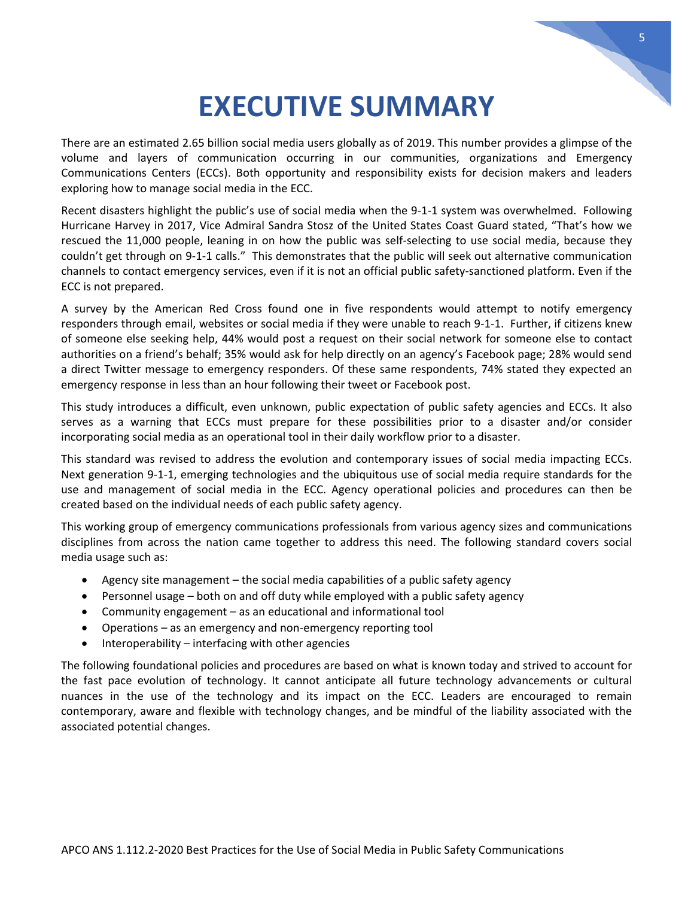# EXECUTIVE SUMMARY

There are an estimated 2.65 billion social media users globally as of 2019. This number provides a glimpse of the volume and layers of communication occurring in our communities, organizations and Emergency Communications Centers (ECCs). Both opportunity and responsibility exists for decision makers and leaders exploring how to manage social media in the ECC.

Recent disasters highlight the public's use of social media when the 9-1-1 system was overwhelmed. Following Hurricane Harvey in 2017, Vice Admiral Sandra Stosz of the United States Coast Guard stated, "That's how we rescued the 11,000 people, leaning in on how the public was self-selecting to use social media, because they couldn't get through on 9-1-1 calls." This demonstrates that the public will seek out alternative communication channels to contact emergency services, even if it is not an official public safety-sanctioned platform. Even if the ECC is not prepared.

A survey by the American Red Cross found one in five respondents would attempt to notify emergency responders through email, websites or social media if they were unable to reach 9-1-1. Further, if citizens knew of someone else seeking help, 44% would post a request on their social network for someone else to contact authorities on a friend's behalf; 35% would ask for help directly on an agency's Facebook page; 28% would send a direct Twitter message to emergency responders. Of these same respondents, 74% stated they expected an emergency response in less than an hour following their tweet or Facebook post.

This study introduces a difficult, even unknown, public expectation of public safety agencies and ECCs. It also serves as a warning that ECCs must prepare for these possibilities prior to a disaster and/or consider incorporating social media as an operational tool in their daily workflow prior to a disaster.

This standard was revised to address the evolution and contemporary issues of social media impacting ECCs. Next generation 9-1-1, emerging technologies and the ubiquitous use of social media require standards for the use and management of social media in the ECC. Agency operational policies and procedures can then be created based on the individual needs of each public safety agency.

This working group of emergency communications professionals from various agency sizes and communications disciplines from across the nation came together to address this need. The following standard covers social media usage such as:

- Agency site management – the social media capabilities of a public safety agency
- Personnel usage – both on and off duty while employed with a public safety agency
- Community engagement – as an educational and informational tool
- Operations – as an emergency and non-emergency reporting tool
- Interoperability – interfacing with other agencies

The following foundational policies and procedures are based on what is known today and strived to account for the fast pace evolution of technology. It cannot anticipate all future technology advancements or cultural nuances in the use of the technology and its impact on the ECC. Leaders are encouraged to remain contemporary, aware and flexible with technology changes, and be mindful of the liability associated with the associated potential changes.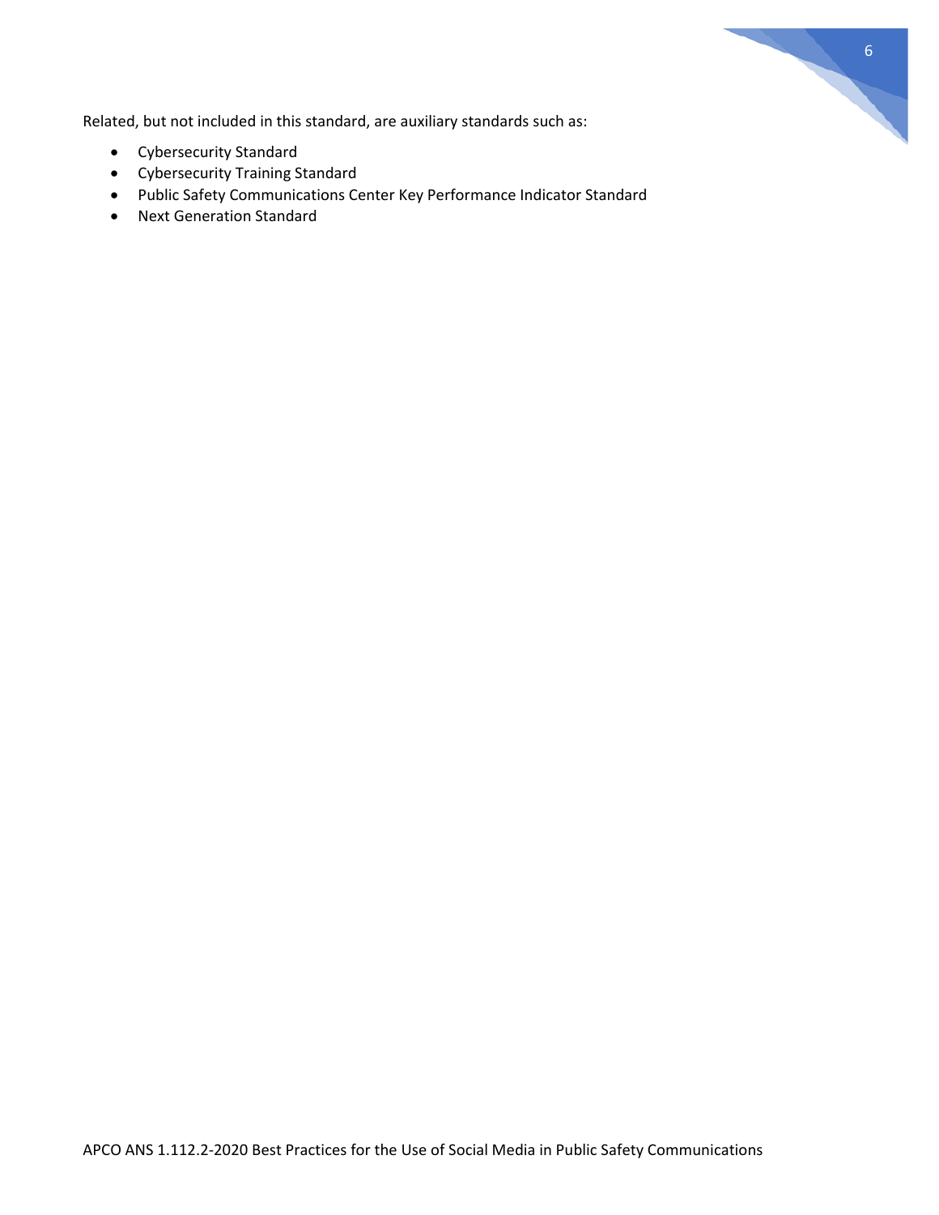Related, but not included in this standard, are auxiliary standards such as:

- Cybersecurity Standard
- Cybersecurity Training Standard
- Public Safety Communications Center Key Performance Indicator Standard
- Next Generation Standard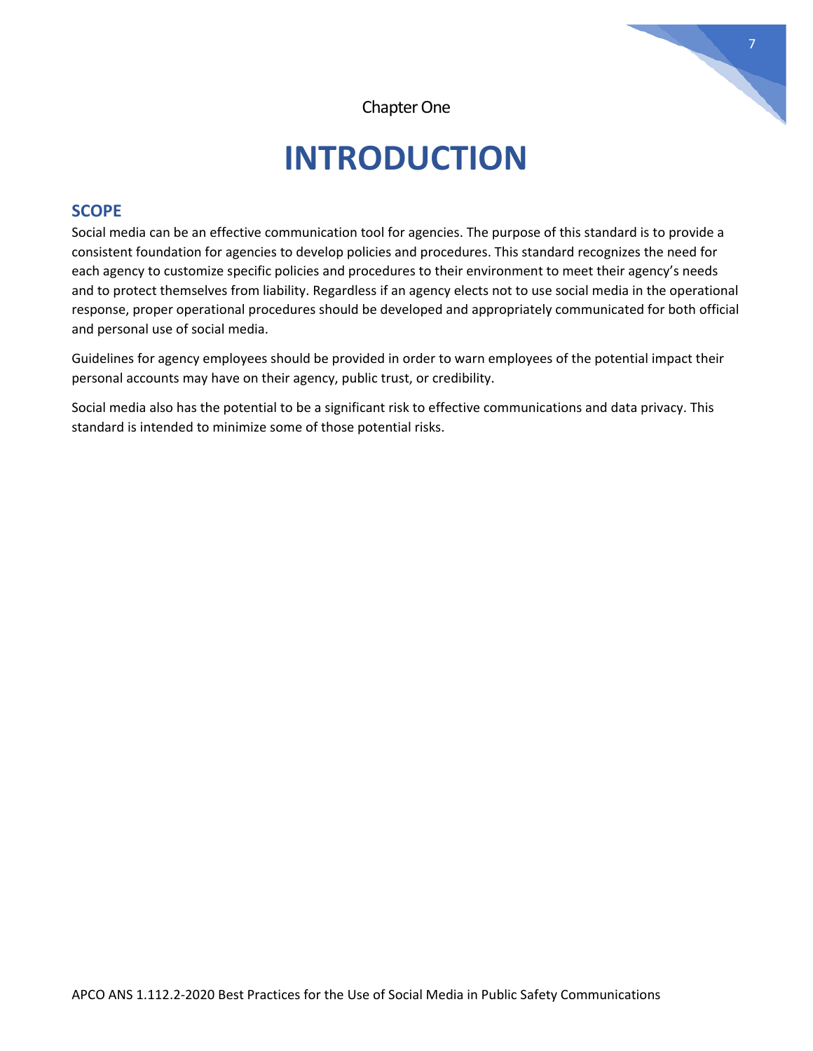Chapter One

# INTRODUCTION

## SCOPE

Social media can be an effective communication tool for agencies. The purpose of this standard is to provide a consistent foundation for agencies to develop policies and procedures. This standard recognizes the need for each agency to customize specific policies and procedures to their environment to meet their agency's needs and to protect themselves from liability. Regardless if an agency elects not to use social media in the operational response, proper operational procedures should be developed and appropriately communicated for both official and personal use of social media.

Guidelines for agency employees should be provided in order to warn employees of the potential impact their personal accounts may have on their agency, public trust, or credibility.

Social media also has the potential to be a significant risk to effective communications and data privacy. This standard is intended to minimize some of those potential risks.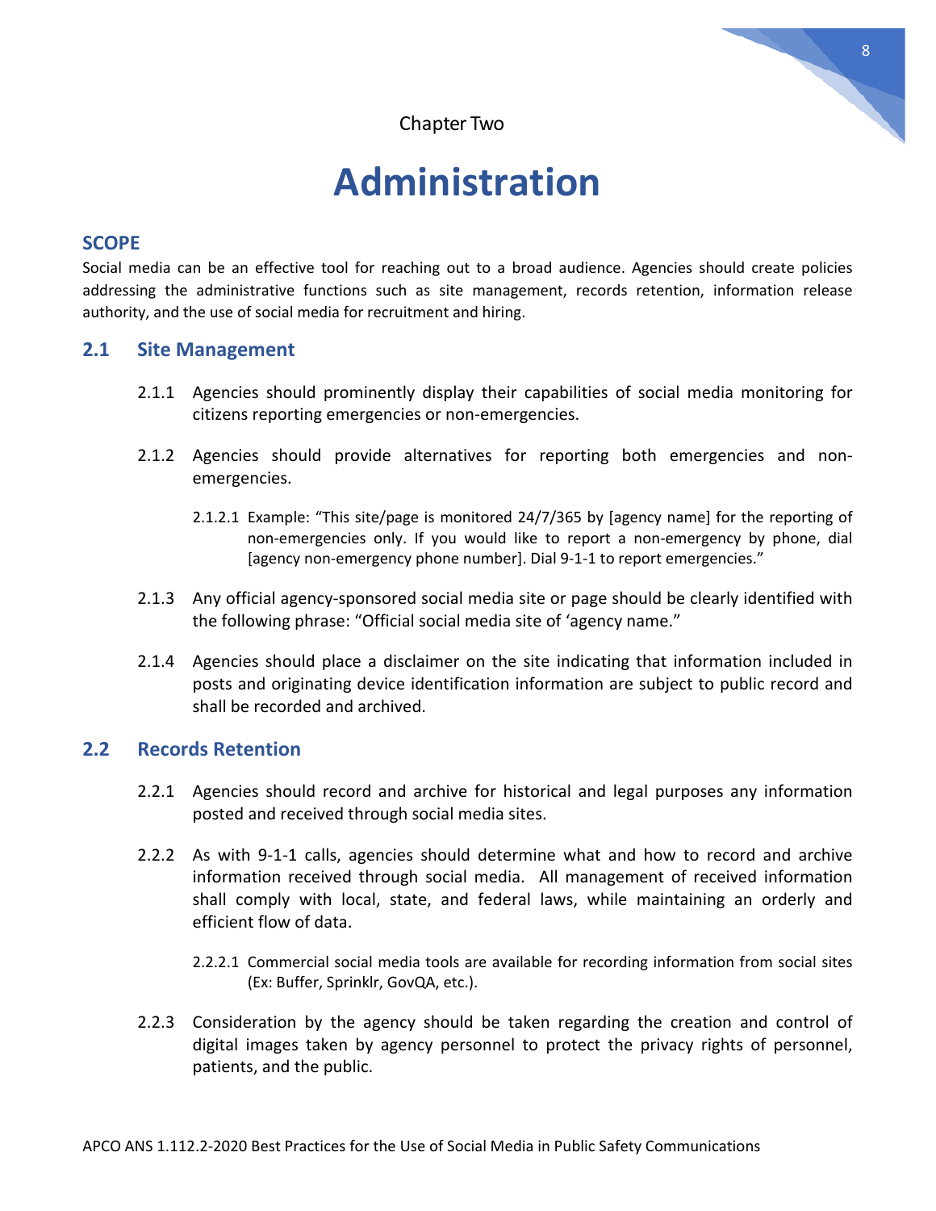Chapter Two

# Administration

## SCOPE

Social media can be an effective tool for reaching out to a broad audience. Agencies should create policies addressing the administrative functions such as site management, records retention, information release authority, and the use of social media for recruitment and hiring.

## 2.1 Site Management

2.1.1 Agencies should prominently display their capabilities of social media monitoring for citizens reporting emergencies or non-emergencies.

2.1.2 Agencies should provide alternatives for reporting both emergencies and non-emergencies.

2.1.2.1 Example: "This site/page is monitored 24/7/365 by [agency name] for the reporting of non-emergencies only. If you would like to report a non-emergency by phone, dial [agency non-emergency phone number]. Dial 9-1-1 to report emergencies."

2.1.3 Any official agency-sponsored social media site or page should be clearly identified with the following phrase: "Official social media site of 'agency name."

2.1.4 Agencies should place a disclaimer on the site indicating that information included in posts and originating device identification information are subject to public record and shall be recorded and archived.

## 2.2 Records Retention

2.2.1 Agencies should record and archive for historical and legal purposes any information posted and received through social media sites.

2.2.2 As with 9-1-1 calls, agencies should determine what and how to record and archive information received through social media. All management of received information shall comply with local, state, and federal laws, while maintaining an orderly and efficient flow of data.

2.2.2.1 Commercial social media tools are available for recording information from social sites (Ex: Buffer, Sprinklr, GovQA, etc.).

2.2.3 Consideration by the agency should be taken regarding the creation and control of digital images taken by agency personnel to protect the privacy rights of personnel, patients, and the public.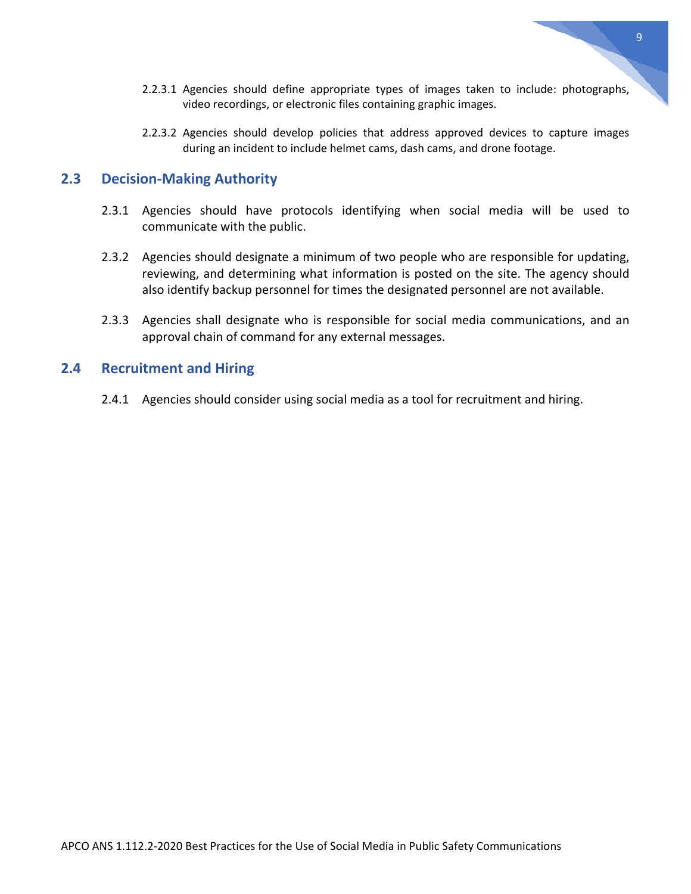2.2.3.1 Agencies should define appropriate types of images taken to include: photographs, video recordings, or electronic files containing graphic images.

2.2.3.2 Agencies should develop policies that address approved devices to capture images during an incident to include helmet cams, dash cams, and drone footage.

## 2.3 Decision-Making Authority

2.3.1 Agencies should have protocols identifying when social media will be used to communicate with the public.

2.3.2 Agencies should designate a minimum of two people who are responsible for updating, reviewing, and determining what information is posted on the site. The agency should also identify backup personnel for times the designated personnel are not available.

2.3.3 Agencies shall designate who is responsible for social media communications, and an approval chain of command for any external messages.

## 2.4 Recruitment and Hiring

2.4.1 Agencies should consider using social media as a tool for recruitment and hiring.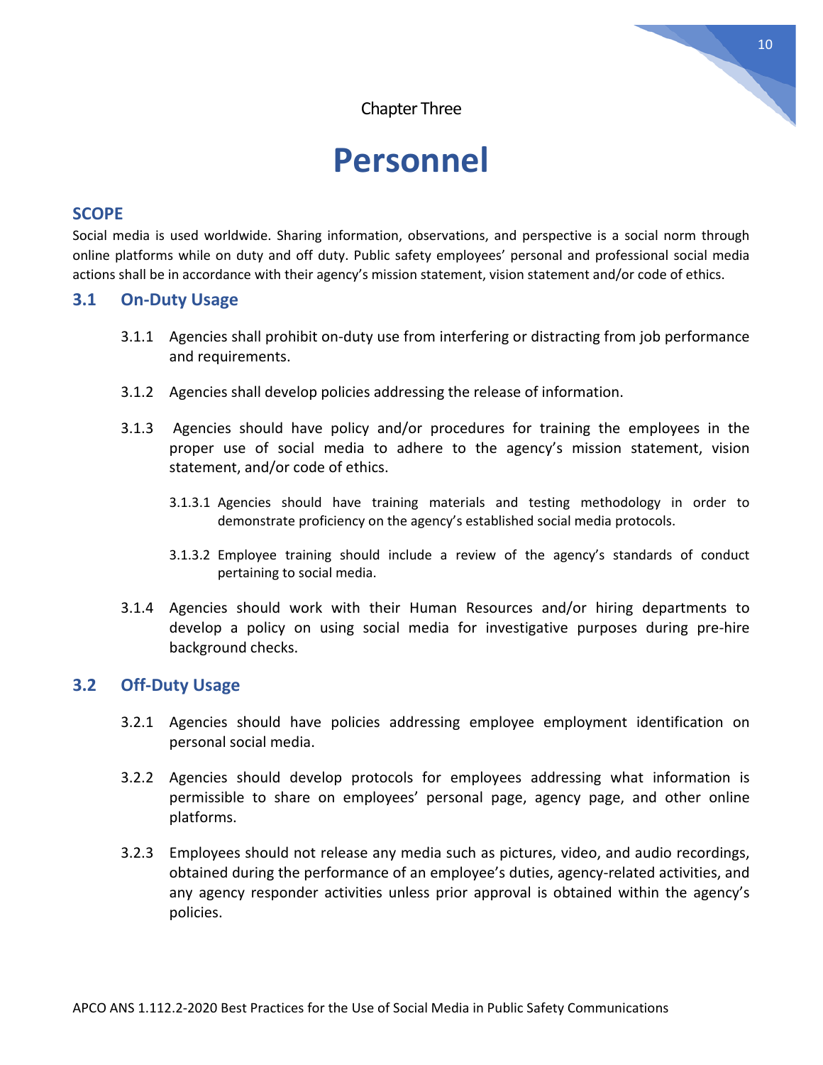Chapter Three

# Personnel

## SCOPE

Social media is used worldwide. Sharing information, observations, and perspective is a social norm through online platforms while on duty and off duty. Public safety employees' personal and professional social media actions shall be in accordance with their agency's mission statement, vision statement and/or code of ethics.

## 3.1 On-Duty Usage

3.1.1 Agencies shall prohibit on-duty use from interfering or distracting from job performance and requirements.

3.1.2 Agencies shall develop policies addressing the release of information.

3.1.3 Agencies should have policy and/or procedures for training the employees in the proper use of social media to adhere to the agency's mission statement, vision statement, and/or code of ethics.

3.1.3.1 Agencies should have training materials and testing methodology in order to demonstrate proficiency on the agency's established social media protocols.

3.1.3.2 Employee training should include a review of the agency's standards of conduct pertaining to social media.

3.1.4 Agencies should work with their Human Resources and/or hiring departments to develop a policy on using social media for investigative purposes during pre-hire background checks.

## 3.2 Off-Duty Usage

3.2.1 Agencies should have policies addressing employee employment identification on personal social media.

3.2.2 Agencies should develop protocols for employees addressing what information is permissible to share on employees' personal page, agency page, and other online platforms.

3.2.3 Employees should not release any media such as pictures, video, and audio recordings, obtained during the performance of an employee's duties, agency-related activities, and any agency responder activities unless prior approval is obtained within the agency's policies.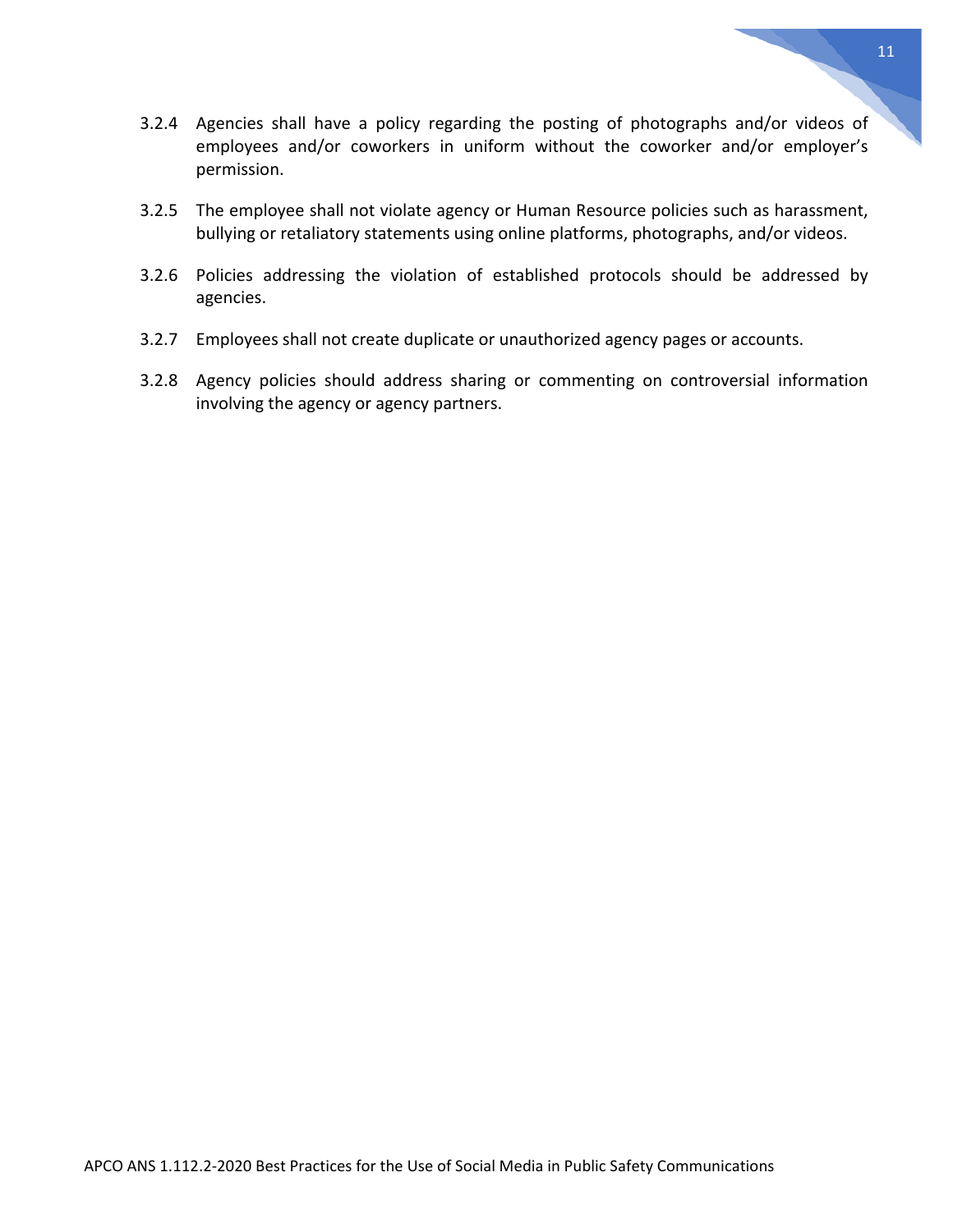3.2.4 Agencies shall have a policy regarding the posting of photographs and/or videos of employees and/or coworkers in uniform without the coworker and/or employer's permission.

3.2.5 The employee shall not violate agency or Human Resource policies such as harassment, bullying or retaliatory statements using online platforms, photographs, and/or videos.

3.2.6 Policies addressing the violation of established protocols should be addressed by agencies.

3.2.7 Employees shall not create duplicate or unauthorized agency pages or accounts.

3.2.8 Agency policies should address sharing or commenting on controversial information involving the agency or agency partners.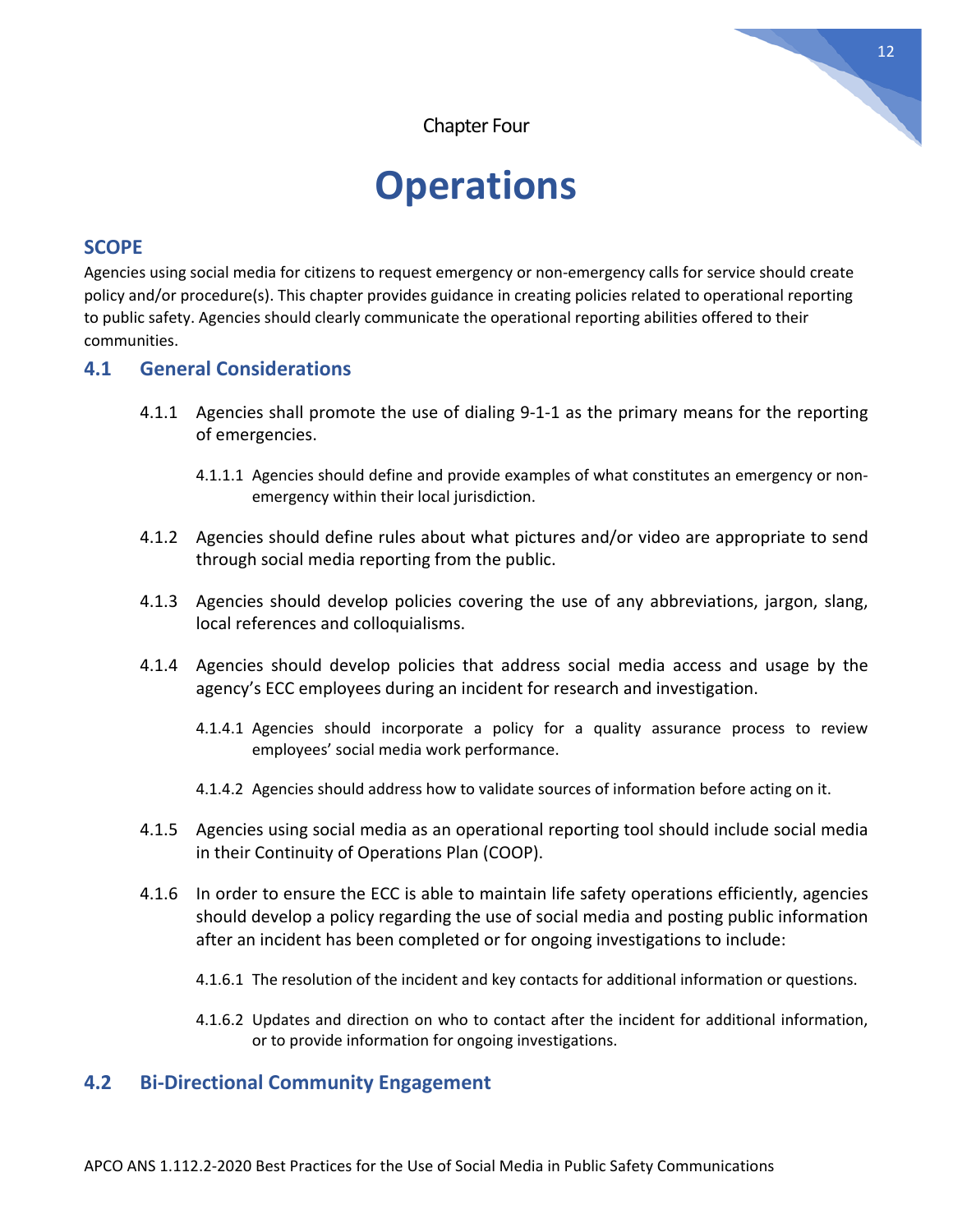Chapter Four

# Operations

## SCOPE

Agencies using social media for citizens to request emergency or non-emergency calls for service should create policy and/or procedure(s). This chapter provides guidance in creating policies related to operational reporting to public safety. Agencies should clearly communicate the operational reporting abilities offered to their communities.

## 4.1 General Considerations

4.1.1 Agencies shall promote the use of dialing 9-1-1 as the primary means for the reporting of emergencies.

4.1.1.1 Agencies should define and provide examples of what constitutes an emergency or non-emergency within their local jurisdiction.

4.1.2 Agencies should define rules about what pictures and/or video are appropriate to send through social media reporting from the public.

4.1.3 Agencies should develop policies covering the use of any abbreviations, jargon, slang, local references and colloquialisms.

4.1.4 Agencies should develop policies that address social media access and usage by the agency's ECC employees during an incident for research and investigation.

4.1.4.1 Agencies should incorporate a policy for a quality assurance process to review employees' social media work performance.

4.1.4.2 Agencies should address how to validate sources of information before acting on it.

4.1.5 Agencies using social media as an operational reporting tool should include social media in their Continuity of Operations Plan (COOP).

4.1.6 In order to ensure the ECC is able to maintain life safety operations efficiently, agencies should develop a policy regarding the use of social media and posting public information after an incident has been completed or for ongoing investigations to include:

4.1.6.1 The resolution of the incident and key contacts for additional information or questions.

4.1.6.2 Updates and direction on who to contact after the incident for additional information, or to provide information for ongoing investigations.

## 4.2 Bi-Directional Community Engagement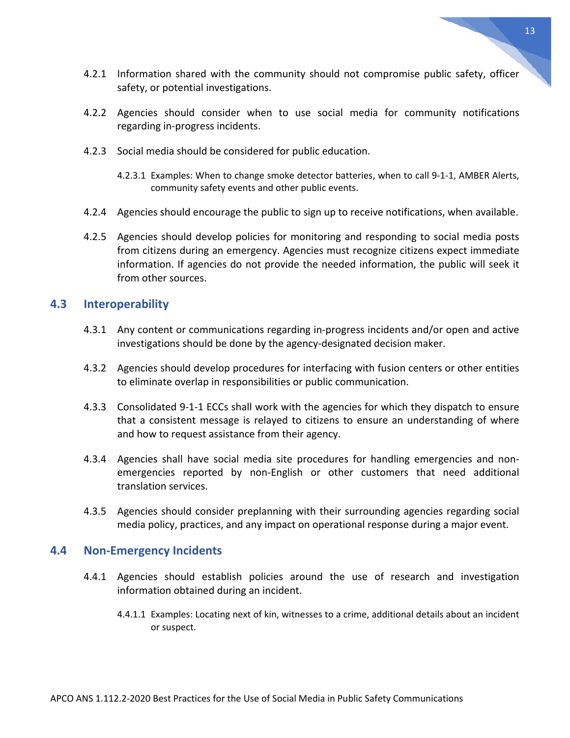4.2.1 Information shared with the community should not compromise public safety, officer safety, or potential investigations.

4.2.2 Agencies should consider when to use social media for community notifications regarding in-progress incidents.

4.2.3 Social media should be considered for public education.

4.2.3.1 Examples: When to change smoke detector batteries, when to call 9-1-1, AMBER Alerts, community safety events and other public events.

4.2.4 Agencies should encourage the public to sign up to receive notifications, when available.

4.2.5 Agencies should develop policies for monitoring and responding to social media posts from citizens during an emergency. Agencies must recognize citizens expect immediate information. If agencies do not provide the needed information, the public will seek it from other sources.

## 4.3 Interoperability

4.3.1 Any content or communications regarding in-progress incidents and/or open and active investigations should be done by the agency-designated decision maker.

4.3.2 Agencies should develop procedures for interfacing with fusion centers or other entities to eliminate overlap in responsibilities or public communication.

4.3.3 Consolidated 9-1-1 ECCs shall work with the agencies for which they dispatch to ensure that a consistent message is relayed to citizens to ensure an understanding of where and how to request assistance from their agency.

4.3.4 Agencies shall have social media site procedures for handling emergencies and non-emergencies reported by non-English or other customers that need additional translation services.

4.3.5 Agencies should consider preplanning with their surrounding agencies regarding social media policy, practices, and any impact on operational response during a major event.

## 4.4 Non-Emergency Incidents

4.4.1 Agencies should establish policies around the use of research and investigation information obtained during an incident.

4.4.1.1 Examples: Locating next of kin, witnesses to a crime, additional details about an incident or suspect.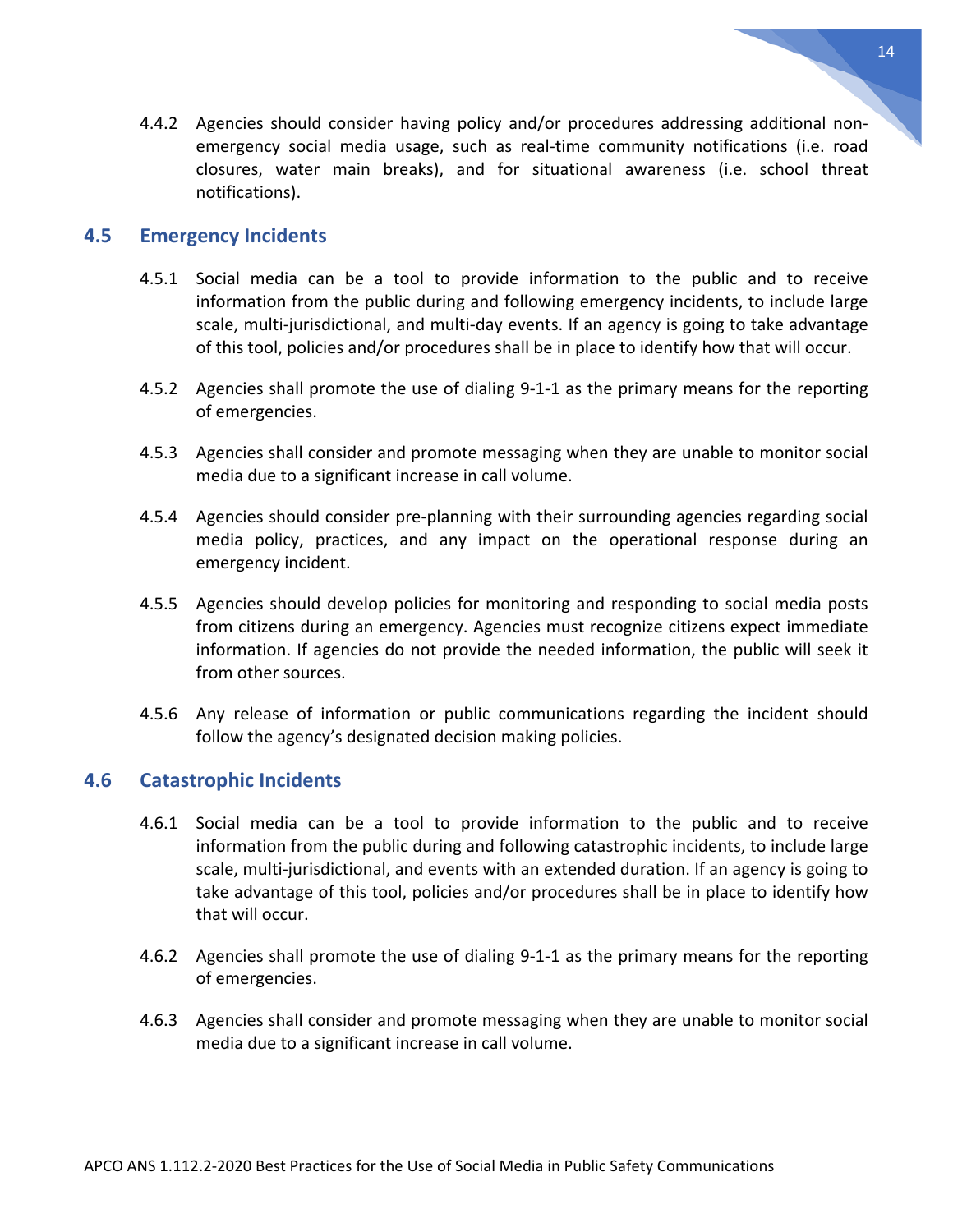4.4.2 Agencies should consider having policy and/or procedures addressing additional non-emergency social media usage, such as real-time community notifications (i.e. road closures, water main breaks), and for situational awareness (i.e. school threat notifications).

## 4.5 Emergency Incidents

4.5.1 Social media can be a tool to provide information to the public and to receive information from the public during and following emergency incidents, to include large scale, multi-jurisdictional, and multi-day events. If an agency is going to take advantage of this tool, policies and/or procedures shall be in place to identify how that will occur.

4.5.2 Agencies shall promote the use of dialing 9-1-1 as the primary means for the reporting of emergencies.

4.5.3 Agencies shall consider and promote messaging when they are unable to monitor social media due to a significant increase in call volume.

4.5.4 Agencies should consider pre-planning with their surrounding agencies regarding social media policy, practices, and any impact on the operational response during an emergency incident.

4.5.5 Agencies should develop policies for monitoring and responding to social media posts from citizens during an emergency. Agencies must recognize citizens expect immediate information. If agencies do not provide the needed information, the public will seek it from other sources.

4.5.6 Any release of information or public communications regarding the incident should follow the agency's designated decision making policies.

## 4.6 Catastrophic Incidents

4.6.1 Social media can be a tool to provide information to the public and to receive information from the public during and following catastrophic incidents, to include large scale, multi-jurisdictional, and events with an extended duration. If an agency is going to take advantage of this tool, policies and/or procedures shall be in place to identify how that will occur.

4.6.2 Agencies shall promote the use of dialing 9-1-1 as the primary means for the reporting of emergencies.

4.6.3 Agencies shall consider and promote messaging when they are unable to monitor social media due to a significant increase in call volume.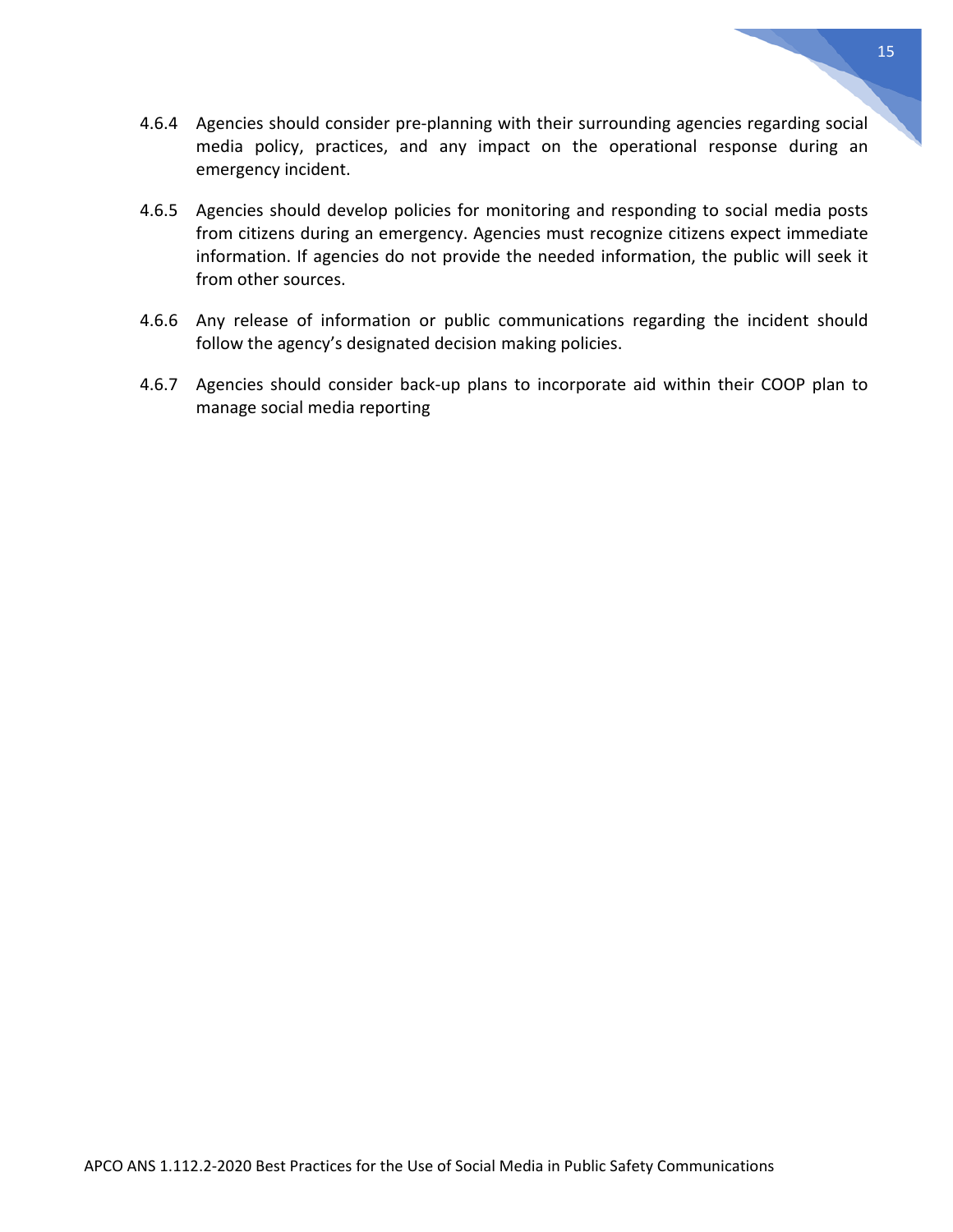4.6.4 Agencies should consider pre-planning with their surrounding agencies regarding social media policy, practices, and any impact on the operational response during an emergency incident.

4.6.5 Agencies should develop policies for monitoring and responding to social media posts from citizens during an emergency. Agencies must recognize citizens expect immediate information. If agencies do not provide the needed information, the public will seek it from other sources.

4.6.6 Any release of information or public communications regarding the incident should follow the agency's designated decision making policies.

4.6.7 Agencies should consider back-up plans to incorporate aid within their COOP plan to manage social media reporting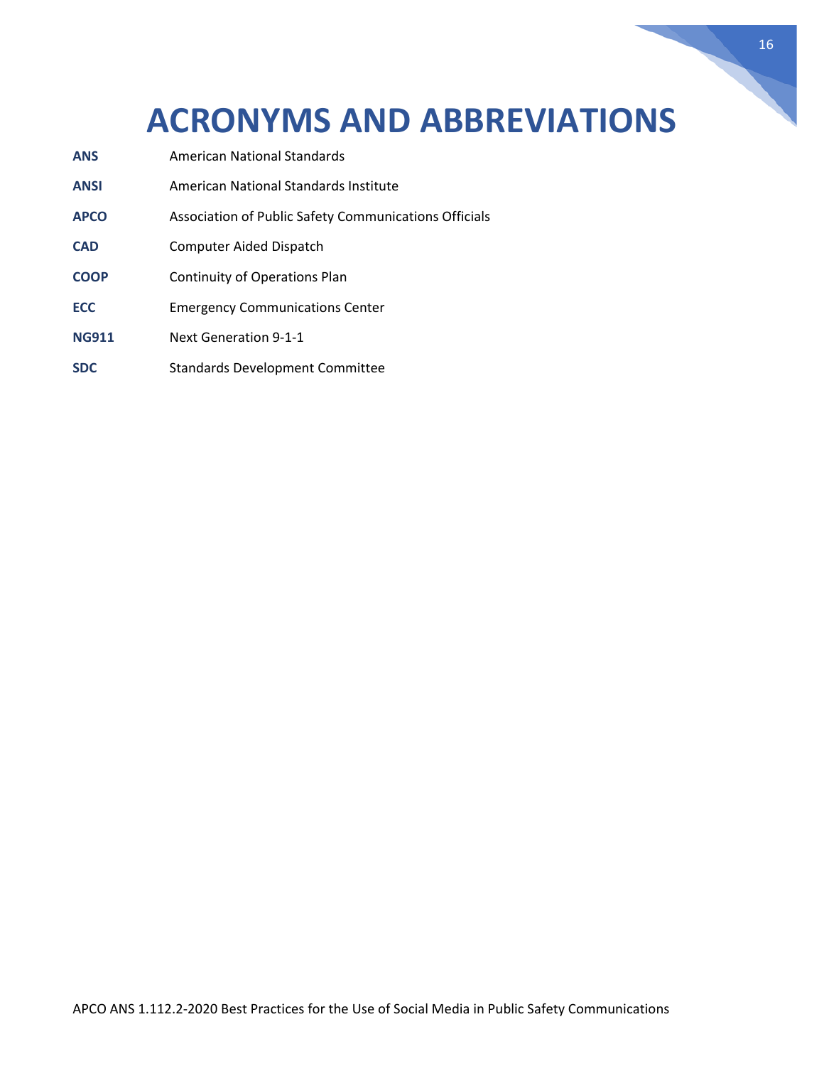# ACRONYMS AND ABBREVIATIONS

| | |
|---|---|
| **ANS** | American National Standards |
| **ANSI** | American National Standards Institute |
| **APCO** | Association of Public Safety Communications Officials |
| **CAD** | Computer Aided Dispatch |
| **COOP** | Continuity of Operations Plan |
| **ECC** | Emergency Communications Center |
| **NG911** | Next Generation 9-1-1 |
| **SDC** | Standards Development Committee |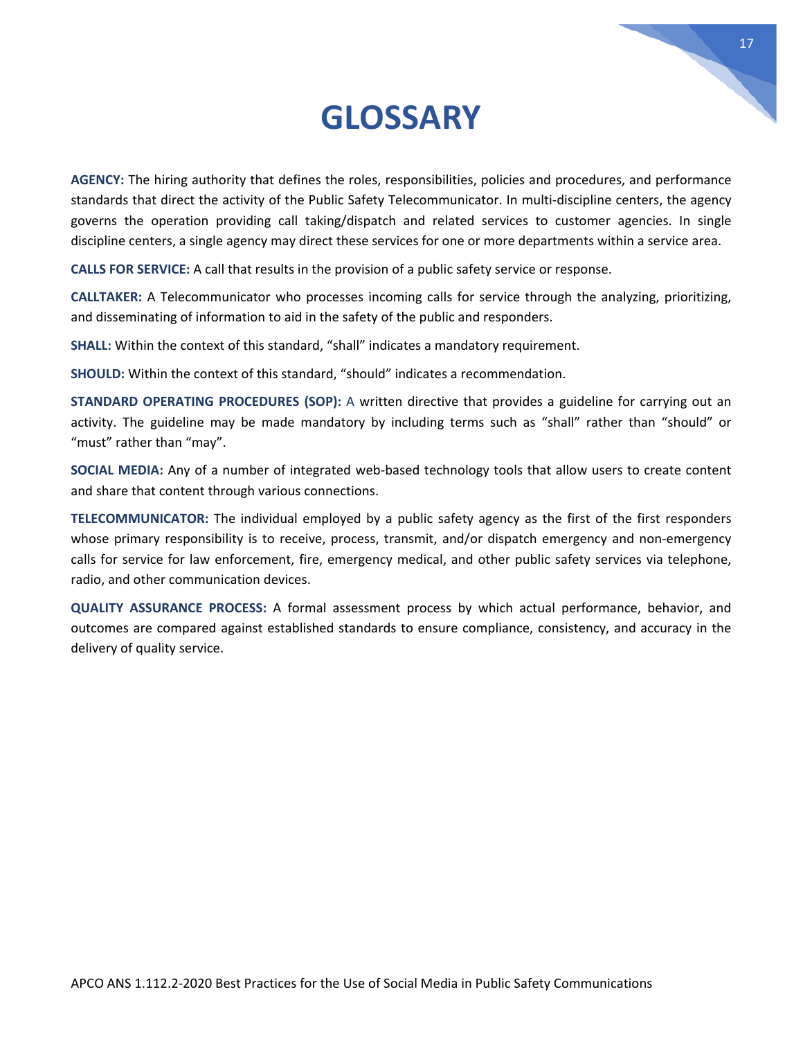# GLOSSARY

**AGENCY:** The hiring authority that defines the roles, responsibilities, policies and procedures, and performance standards that direct the activity of the Public Safety Telecommunicator. In multi-discipline centers, the agency governs the operation providing call taking/dispatch and related services to customer agencies. In single discipline centers, a single agency may direct these services for one or more departments within a service area.

**CALLS FOR SERVICE:** A call that results in the provision of a public safety service or response.

**CALLTAKER:** A Telecommunicator who processes incoming calls for service through the analyzing, prioritizing, and disseminating of information to aid in the safety of the public and responders.

**SHALL:** Within the context of this standard, "shall" indicates a mandatory requirement.

**SHOULD:** Within the context of this standard, "should" indicates a recommendation.

**STANDARD OPERATING PROCEDURES (SOP):** A written directive that provides a guideline for carrying out an activity. The guideline may be made mandatory by including terms such as "shall" rather than "should" or "must" rather than "may".

**SOCIAL MEDIA:** Any of a number of integrated web-based technology tools that allow users to create content and share that content through various connections.

**TELECOMMUNICATOR:** The individual employed by a public safety agency as the first of the first responders whose primary responsibility is to receive, process, transmit, and/or dispatch emergency and non-emergency calls for service for law enforcement, fire, emergency medical, and other public safety services via telephone, radio, and other communication devices.

**QUALITY ASSURANCE PROCESS:** A formal assessment process by which actual performance, behavior, and outcomes are compared against established standards to ensure compliance, consistency, and accuracy in the delivery of quality service.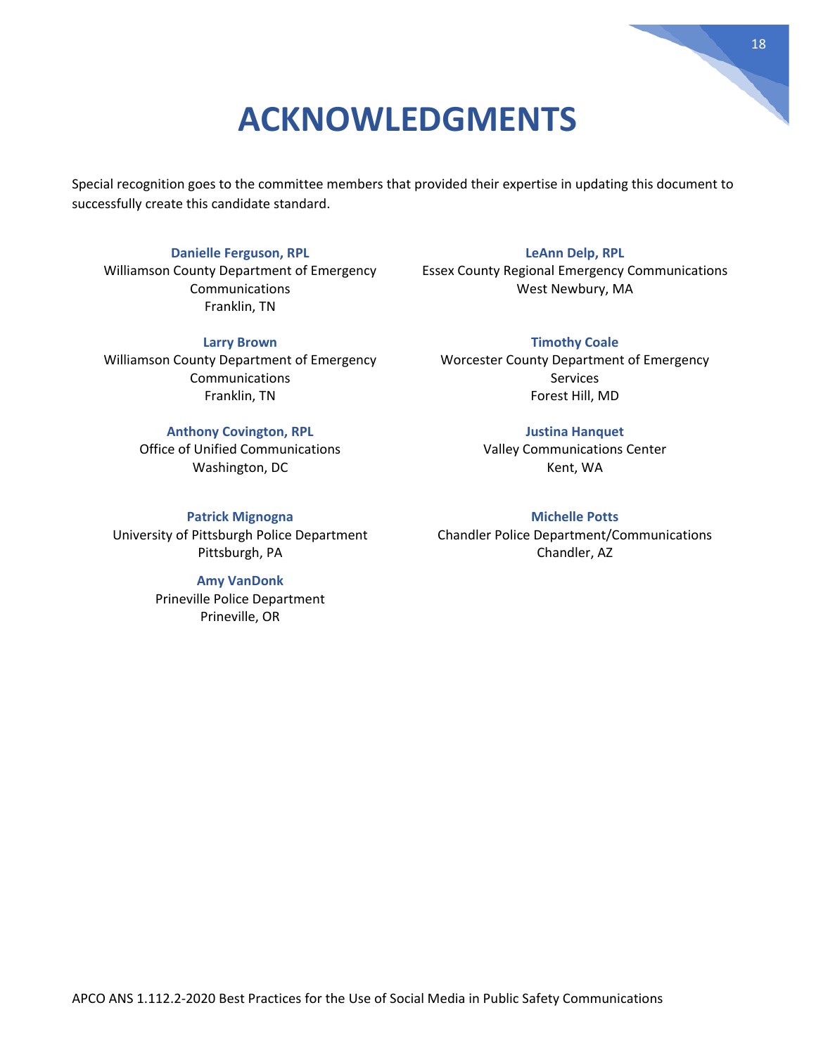# ACKNOWLEDGMENTS

Special recognition goes to the committee members that provided their expertise in updating this document to successfully create this candidate standard.

**Danielle Ferguson, RPL**
Williamson County Department of Emergency Communications
Franklin, TN

**LeAnn Delp, RPL**
Essex County Regional Emergency Communications
West Newbury, MA

**Larry Brown**
Williamson County Department of Emergency Communications
Franklin, TN

**Timothy Coale**
Worcester County Department of Emergency Services
Forest Hill, MD

**Anthony Covington, RPL**
Office of Unified Communications
Washington, DC

**Justina Hanquet**
Valley Communications Center
Kent, WA

**Patrick Mignogna**
University of Pittsburgh Police Department
Pittsburgh, PA

**Michelle Potts**
Chandler Police Department/Communications
Chandler, AZ

**Amy VanDonk**
Prineville Police Department
Prineville, OR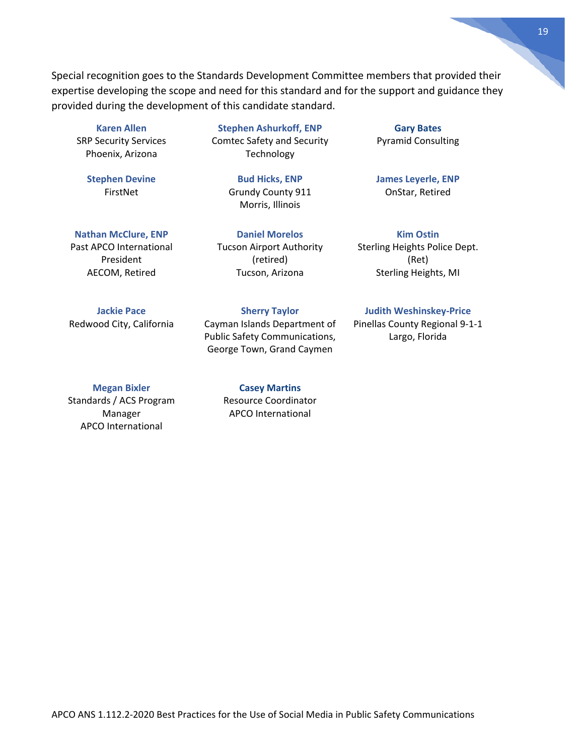Special recognition goes to the Standards Development Committee members that provided their expertise developing the scope and need for this standard and for the support and guidance they provided during the development of this candidate standard.

**Karen Allen**
SRP Security Services
Phoenix, Arizona

**Stephen Ashurkoff, ENP**
Comtec Safety and Security Technology

**Gary Bates**
Pyramid Consulting

**Stephen Devine**
FirstNet

**Bud Hicks, ENP**
Grundy County 911
Morris, Illinois

**James Leyerle, ENP**
OnStar, Retired

**Nathan McClure, ENP**
Past APCO International President
AECOM, Retired

**Daniel Morelos**
Tucson Airport Authority (retired)
Tucson, Arizona

**Kim Ostin**
Sterling Heights Police Dept. (Ret)
Sterling Heights, MI

**Jackie Pace**
Redwood City, California

**Sherry Taylor**
Cayman Islands Department of Public Safety Communications,
George Town, Grand Caymen

**Judith Weshinskey-Price**
Pinellas County Regional 9-1-1
Largo, Florida

**Megan Bixler**
Standards / ACS Program Manager
APCO International

**Casey Martins**
Resource Coordinator
APCO International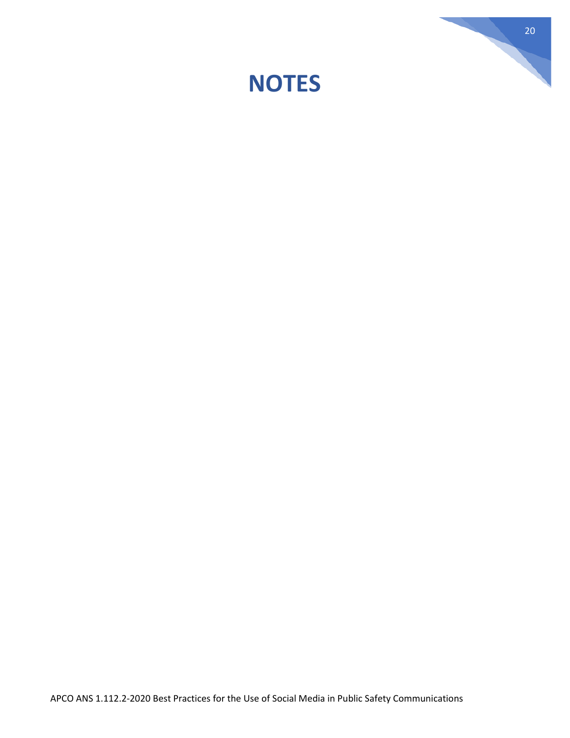# NOTES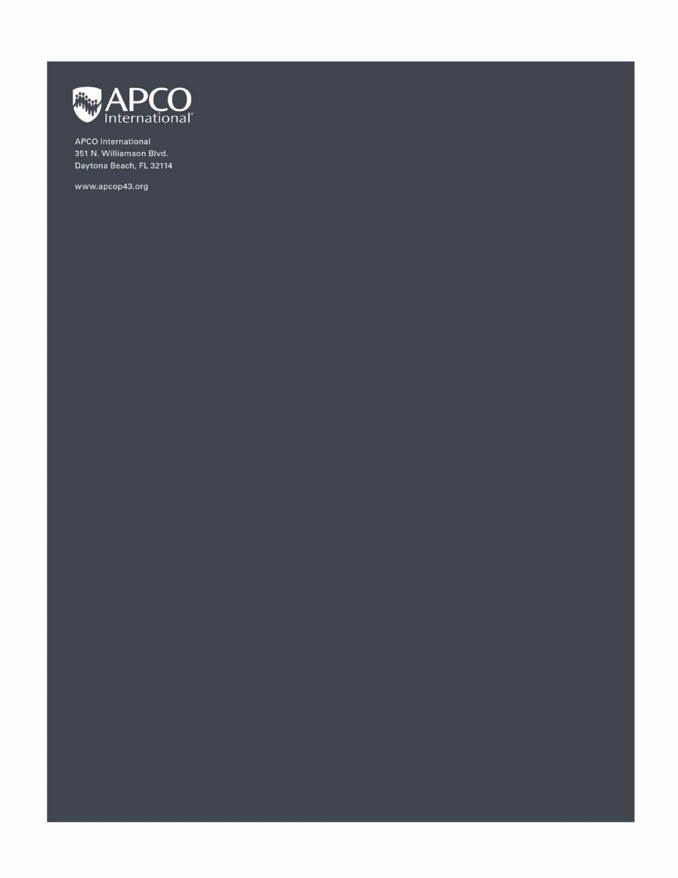APCO International

APCO International
351 N. Williamson Blvd.
Daytona Beach, FL 32114

www.apcop43.org